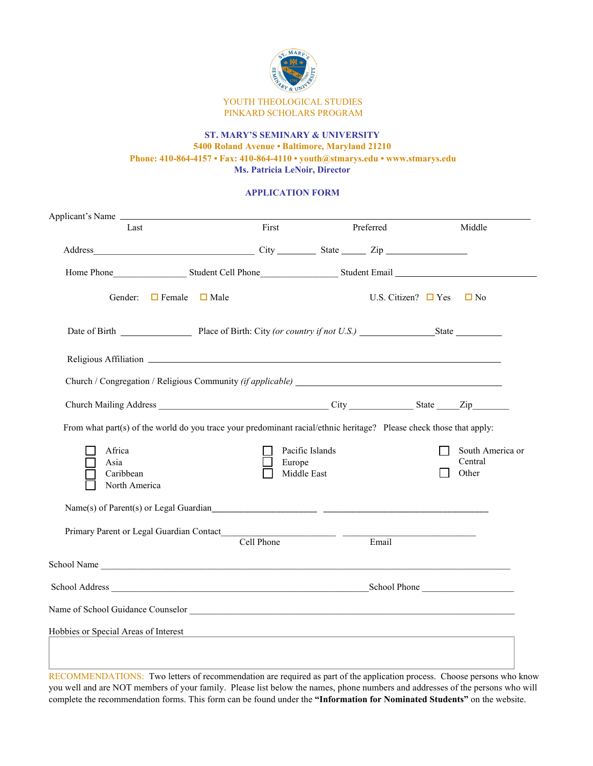YOUTH THEOLOGICAL STUDIES
PINKARD SCHOLARS PROGRAM

**ST. MARY'S SEMINARY & UNIVERSITY**
**5400 Roland Avenue • Baltimore, Maryland 21210**
**Phone: 410-864-4157 • Fax: 410-864-4110 • youth@stmarys.edu • www.stmarys.edu**
**Ms. Patricia LeNoir, Director**

## APPLICATION FORM

Applicant's Name ______________________________________________
Last First Preferred Middle

Address ______________________ City ________ State _____ Zip ____________

Home Phone ____________ Student Cell Phone ____________ Student Email ______________________

Gender: ☐ Female ☐ Male U.S. Citizen? ☐ Yes ☐ No

Date of Birth ____________ Place of Birth: City *(or country if not U.S.)* ____________ State ________

Religious Affiliation ______________________________________________

Church / Congregation / Religious Community *(if applicable)* ______________________________

Church Mailing Address ______________________ City __________ State _____ Zip_______

From what part(s) of the world do you trace your predominant racial/ethnic heritage? Please check those that apply:

- ☐ Africa
- ☐ Asia
- ☐ Caribbean
- ☐ North America
- ☐ Pacific Islands
- ☐ Europe
- ☐ Middle East
- ☐ South America or Central
- ☐ Other

Name(s) of Parent(s) or Legal Guardian ________________ ________________________

Primary Parent or Legal Guardian Contact ________________ ________________
Cell Phone Email

School Name ______________________________________________

School Address ______________________________ School Phone ______________

Name of School Guidance Counselor ______________________________________________

Hobbies or Special Areas of Interest

RECOMMENDATIONS: Two letters of recommendation are required as part of the application process. Choose persons who know you well and are NOT members of your family. Please list below the names, phone numbers and addresses of the persons who will complete the recommendation forms. This form can be found under the **"Information for Nominated Students"** on the website.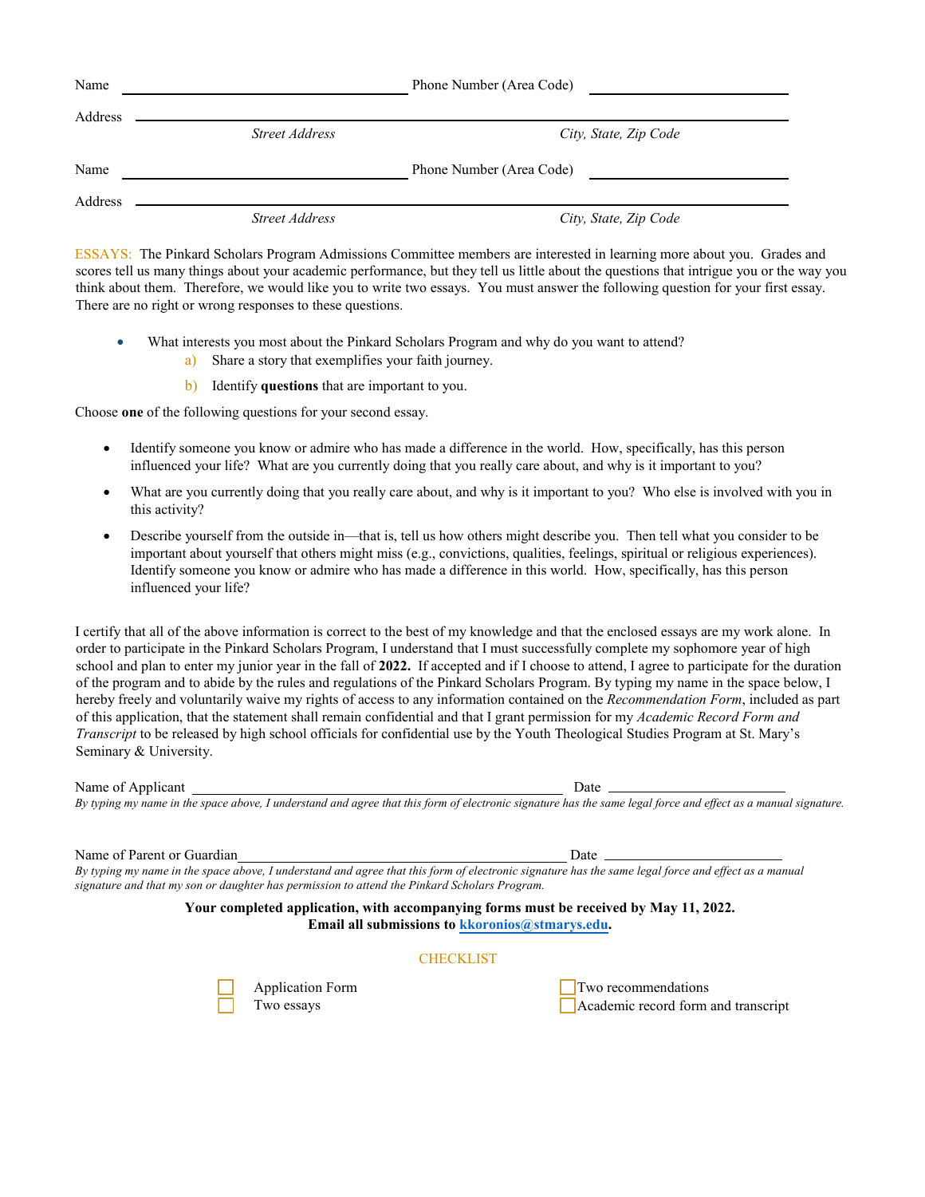Name \_\_\_\_\_\_\_\_\_\_\_\_\_\_\_\_\_\_\_\_\_\_\_\_\_\_\_\_\_\_ Phone Number (Area Code) \_\_\_\_\_\_\_\_\_\_\_\_\_\_\_\_\_\_\_\_

Address \_\_\_\_\_\_\_\_\_\_\_\_\_\_\_\_\_\_\_\_\_\_\_\_\_\_\_\_\_\_\_\_\_\_\_\_\_\_\_\_\_\_\_\_\_\_\_\_\_\_\_\_\_\_\_\_\_\_\_\_

*Street Address* *City, State, Zip Code*

Name \_\_\_\_\_\_\_\_\_\_\_\_\_\_\_\_\_\_\_\_\_\_\_\_\_\_\_\_\_\_ Phone Number (Area Code) \_\_\_\_\_\_\_\_\_\_\_\_\_\_\_\_\_\_\_\_

Address \_\_\_\_\_\_\_\_\_\_\_\_\_\_\_\_\_\_\_\_\_\_\_\_\_\_\_\_\_\_\_\_\_\_\_\_\_\_\_\_\_\_\_\_\_\_\_\_\_\_\_\_\_\_\_\_\_\_\_\_

*Street Address* *City, State, Zip Code*

ESSAYS: The Pinkard Scholars Program Admissions Committee members are interested in learning more about you. Grades and scores tell us many things about your academic performance, but they tell us little about the questions that intrigue you or the way you think about them. Therefore, we would like you to write two essays. You must answer the following question for your first essay. There are no right or wrong responses to these questions.

- What interests you most about the Pinkard Scholars Program and why do you want to attend?
  - a) Share a story that exemplifies your faith journey.
  - b) Identify **questions** that are important to you.

Choose **one** of the following questions for your second essay.

- Identify someone you know or admire who has made a difference in the world. How, specifically, has this person influenced your life? What are you currently doing that you really care about, and why is it important to you?
- What are you currently doing that you really care about, and why is it important to you? Who else is involved with you in this activity?
- Describe yourself from the outside in—that is, tell us how others might describe you. Then tell what you consider to be important about yourself that others might miss (e.g., convictions, qualities, feelings, spiritual or religious experiences). Identify someone you know or admire who has made a difference in this world. How, specifically, has this person influenced your life?

I certify that all of the above information is correct to the best of my knowledge and that the enclosed essays are my work alone. In order to participate in the Pinkard Scholars Program, I understand that I must successfully complete my sophomore year of high school and plan to enter my junior year in the fall of **2022.** If accepted and if I choose to attend, I agree to participate for the duration of the program and to abide by the rules and regulations of the Pinkard Scholars Program. By typing my name in the space below, I hereby freely and voluntarily waive my rights of access to any information contained on the *Recommendation Form*, included as part of this application, that the statement shall remain confidential and that I grant permission for my *Academic Record Form and Transcript* to be released by high school officials for confidential use by the Youth Theological Studies Program at St. Mary's Seminary & University.

Name of Applicant \_\_\_\_\_\_\_\_\_\_\_\_\_\_\_\_\_\_\_\_\_\_\_\_\_\_\_\_\_\_\_\_\_\_\_\_\_\_\_\_ Date \_\_\_\_\_\_\_\_\_\_\_\_\_\_\_\_\_\_\_\_

*By typing my name in the space above, I understand and agree that this form of electronic signature has the same legal force and effect as a manual signature.*

Name of Parent or Guardian \_\_\_\_\_\_\_\_\_\_\_\_\_\_\_\_\_\_\_\_\_\_\_\_\_\_\_\_\_\_\_\_\_\_\_\_\_\_\_\_ Date \_\_\_\_\_\_\_\_\_\_\_\_\_\_\_\_\_\_\_\_

*By typing my name in the space above, I understand and agree that this form of electronic signature has the same legal force and effect as a manual signature and that my son or daughter has permission to attend the Pinkard Scholars Program.*

**Your completed application, with accompanying forms must be received by May 11, 2022.**
**Email all submissions to kkoronios@stmarys.edu.**

CHECKLIST

- ☐ Application Form
- ☐ Two essays
- ☐ Two recommendations
- ☐ Academic record form and transcript